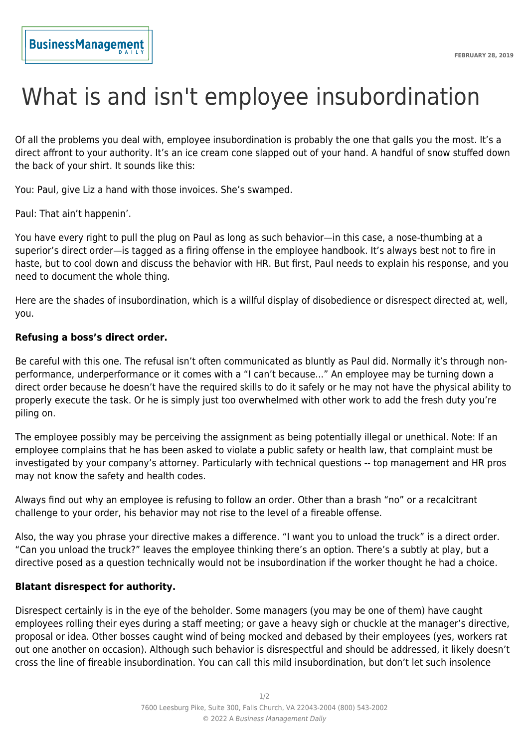# What is and isn't employee insubordination

Of all the problems you deal with, employee insubordination is probably the one that galls you the most. It's a direct affront to your authority. It's an ice cream cone slapped out of your hand. A handful of snow stuffed down the back of your shirt. It sounds like this:

You: Paul, give Liz a hand with those invoices. She's swamped.

Paul: That ain't happenin'.

You have every right to pull the plug on Paul as long as such behavior—in this case, a nose-thumbing at a superior's direct order—is tagged as a firing offense in the employee handbook. It's always best not to fire in haste, but to cool down and discuss the behavior with HR. But first, Paul needs to explain his response, and you need to document the whole thing.

Here are the shades of insubordination, which is a willful display of disobedience or disrespect directed at, well, you.

**Refusing a boss's direct order.**

Be careful with this one. The refusal isn't often communicated as bluntly as Paul did. Normally it's through non-performance, underperformance or it comes with a "I can't because…" An employee may be turning down a direct order because he doesn't have the required skills to do it safely or he may not have the physical ability to properly execute the task. Or he is simply just too overwhelmed with other work to add the fresh duty you're piling on.

The employee possibly may be perceiving the assignment as being potentially illegal or unethical. Note: If an employee complains that he has been asked to violate a public safety or health law, that complaint must be investigated by your company's attorney. Particularly with technical questions -- top management and HR pros may not know the safety and health codes.

Always find out why an employee is refusing to follow an order. Other than a brash "no" or a recalcitrant challenge to your order, his behavior may not rise to the level of a fireable offense.

Also, the way you phrase your directive makes a difference. "I want you to unload the truck" is a direct order. "Can you unload the truck?" leaves the employee thinking there's an option. There's a subtly at play, but a directive posed as a question technically would not be insubordination if the worker thought he had a choice.

**Blatant disrespect for authority.**

Disrespect certainly is in the eye of the beholder. Some managers (you may be one of them) have caught employees rolling their eyes during a staff meeting; or gave a heavy sigh or chuckle at the manager's directive, proposal or idea. Other bosses caught wind of being mocked and debased by their employees (yes, workers rat out one another on occasion). Although such behavior is disrespectful and should be addressed, it likely doesn't cross the line of fireable insubordination. You can call this mild insubordination, but don't let such insolence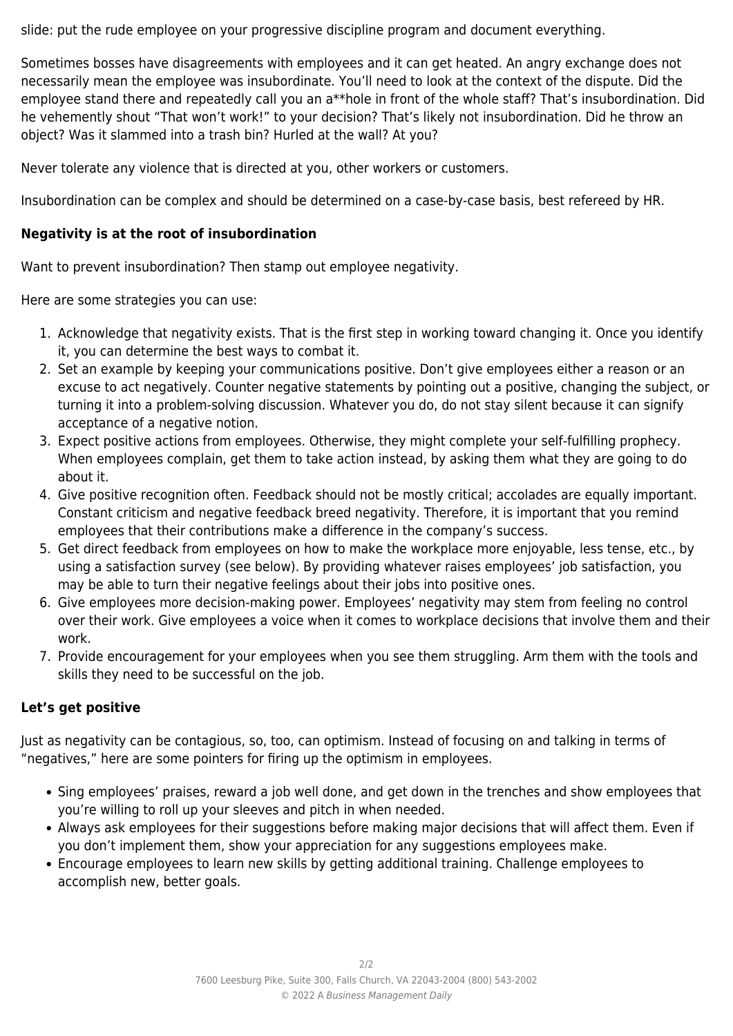slide: put the rude employee on your progressive discipline program and document everything.

Sometimes bosses have disagreements with employees and it can get heated. An angry exchange does not necessarily mean the employee was insubordinate. You'll need to look at the context of the dispute. Did the employee stand there and repeatedly call you an a**hole in front of the whole staff? That's insubordination. Did he vehemently shout "That won't work!" to your decision? That's likely not insubordination. Did he throw an object? Was it slammed into a trash bin? Hurled at the wall? At you?

Never tolerate any violence that is directed at you, other workers or customers.

Insubordination can be complex and should be determined on a case-by-case basis, best refereed by HR.

**Negativity is at the root of insubordination**

Want to prevent insubordination? Then stamp out employee negativity.

Here are some strategies you can use:

1. Acknowledge that negativity exists. That is the first step in working toward changing it. Once you identify it, you can determine the best ways to combat it.
2. Set an example by keeping your communications positive. Don't give employees either a reason or an excuse to act negatively. Counter negative statements by pointing out a positive, changing the subject, or turning it into a problem-solving discussion. Whatever you do, do not stay silent because it can signify acceptance of a negative notion.
3. Expect positive actions from employees. Otherwise, they might complete your self-fulfilling prophecy. When employees complain, get them to take action instead, by asking them what they are going to do about it.
4. Give positive recognition often. Feedback should not be mostly critical; accolades are equally important. Constant criticism and negative feedback breed negativity. Therefore, it is important that you remind employees that their contributions make a difference in the company's success.
5. Get direct feedback from employees on how to make the workplace more enjoyable, less tense, etc., by using a satisfaction survey (see below). By providing whatever raises employees' job satisfaction, you may be able to turn their negative feelings about their jobs into positive ones.
6. Give employees more decision-making power. Employees' negativity may stem from feeling no control over their work. Give employees a voice when it comes to workplace decisions that involve them and their work.
7. Provide encouragement for your employees when you see them struggling. Arm them with the tools and skills they need to be successful on the job.

**Let's get positive**

Just as negativity can be contagious, so, too, can optimism. Instead of focusing on and talking in terms of "negatives," here are some pointers for firing up the optimism in employees.

- Sing employees' praises, reward a job well done, and get down in the trenches and show employees that you're willing to roll up your sleeves and pitch in when needed.
- Always ask employees for their suggestions before making major decisions that will affect them. Even if you don't implement them, show your appreciation for any suggestions employees make.
- Encourage employees to learn new skills by getting additional training. Challenge employees to accomplish new, better goals.